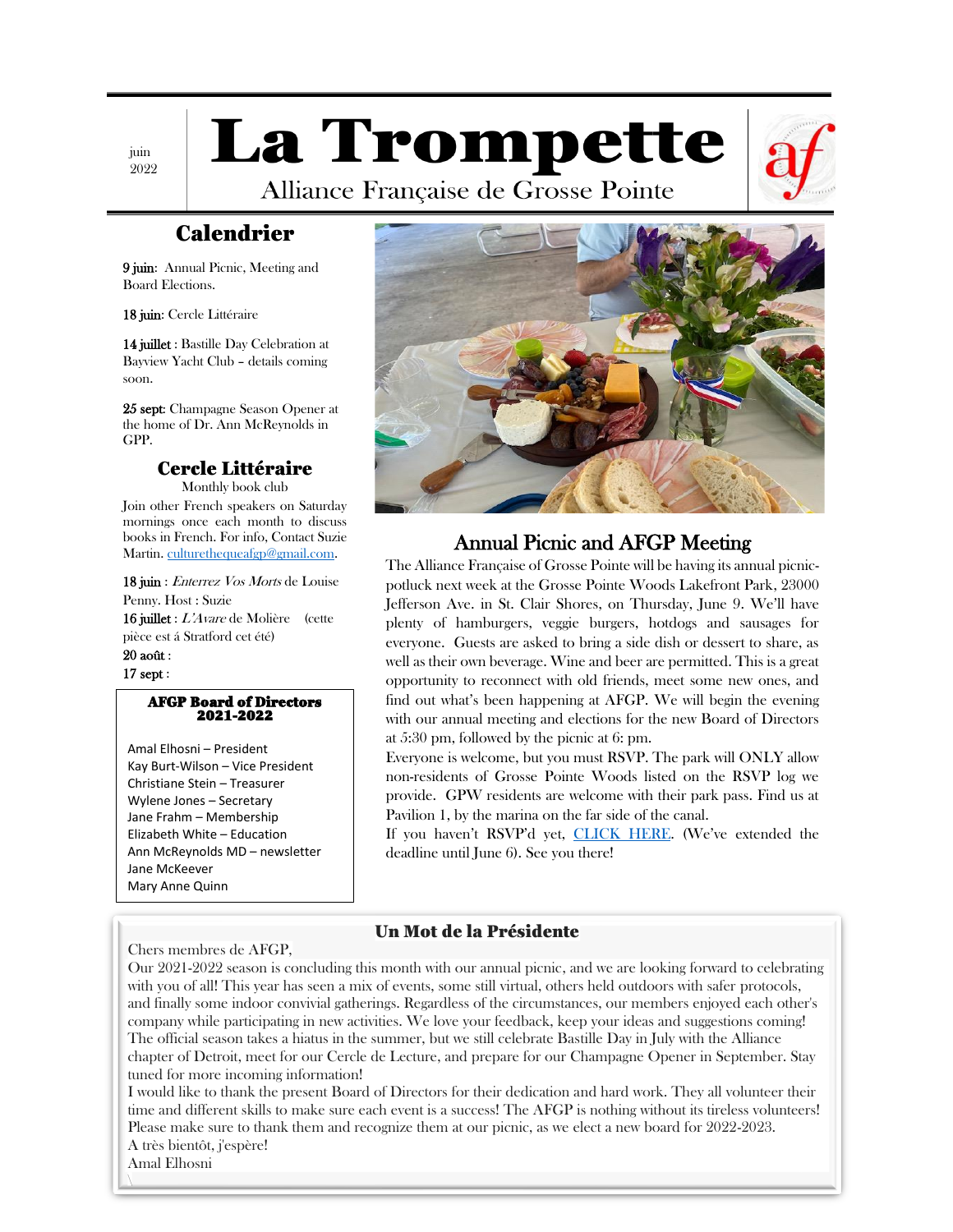juin 2022

# La Trompette

Alliance Française de Grosse Pointe

## Calendrier

**9 juin**: Annual Picnic, Meeting and Board Elections.

**18 juin**: Cercle Littéraire

**14 juillet** : Bastille Day Celebration at Bayview Yacht Club – details coming soon.

**25 sept**: Champagne Season Opener at the home of Dr. Ann McReynolds in GPP.

## Cercle Littéraire

Monthly book club

Join other French speakers on Saturday mornings once each month to discuss books in French. For info, Contact Suzie Martin. culturethequeafgp@gmail.com.

**18 juin** : *Enterrez Vos Morts* de Louise Penny. Host : Suzie

**16 juillet** : *L'Avare* de Molière (cette pièce est á Stratford cet été)

**20 août** :

**17 sept** :

### AFGP Board of Directors 2021-2022

Amal Elhosni – President
Kay Burt-Wilson – Vice President
Christiane Stein – Treasurer
Wylene Jones – Secretary
Jane Frahm – Membership
Elizabeth White – Education
Ann McReynolds MD – newsletter
Jane McKeever
Mary Anne Quinn

## Annual Picnic and AFGP Meeting

The Alliance Française of Grosse Pointe will be having its annual picnic-potluck next week at the Grosse Pointe Woods Lakefront Park, 23000 Jefferson Ave. in St. Clair Shores, on Thursday, June 9. We'll have plenty of hamburgers, veggie burgers, hotdogs and sausages for everyone. Guests are asked to bring a side dish or dessert to share, as well as their own beverage. Wine and beer are permitted. This is a great opportunity to reconnect with old friends, meet some new ones, and find out what's been happening at AFGP. We will begin the evening with our annual meeting and elections for the new Board of Directors at 5:30 pm, followed by the picnic at 6: pm.

Everyone is welcome, but you must RSVP. The park will ONLY allow non-residents of Grosse Pointe Woods listed on the RSVP log we provide. GPW residents are welcome with their park pass. Find us at Pavilion 1, by the marina on the far side of the canal.

If you haven't RSVP'd yet, CLICK HERE. (We've extended the deadline until June 6). See you there!

## Un Mot de la Présidente

Chers membres de AFGP,

Our 2021-2022 season is concluding this month with our annual picnic, and we are looking forward to celebrating with you of all! This year has seen a mix of events, some still virtual, others held outdoors with safer protocols, and finally some indoor convivial gatherings. Regardless of the circumstances, our members enjoyed each other's company while participating in new activities. We love your feedback, keep your ideas and suggestions coming! The official season takes a hiatus in the summer, but we still celebrate Bastille Day in July with the Alliance chapter of Detroit, meet for our Cercle de Lecture, and prepare for our Champagne Opener in September. Stay tuned for more incoming information!

I would like to thank the present Board of Directors for their dedication and hard work. They all volunteer their time and different skills to make sure each event is a success! The AFGP is nothing without its tireless volunteers! Please make sure to thank them and recognize them at our picnic, as we elect a new board for 2022-2023.

A très bientôt, j'espère!

Amal Elhosni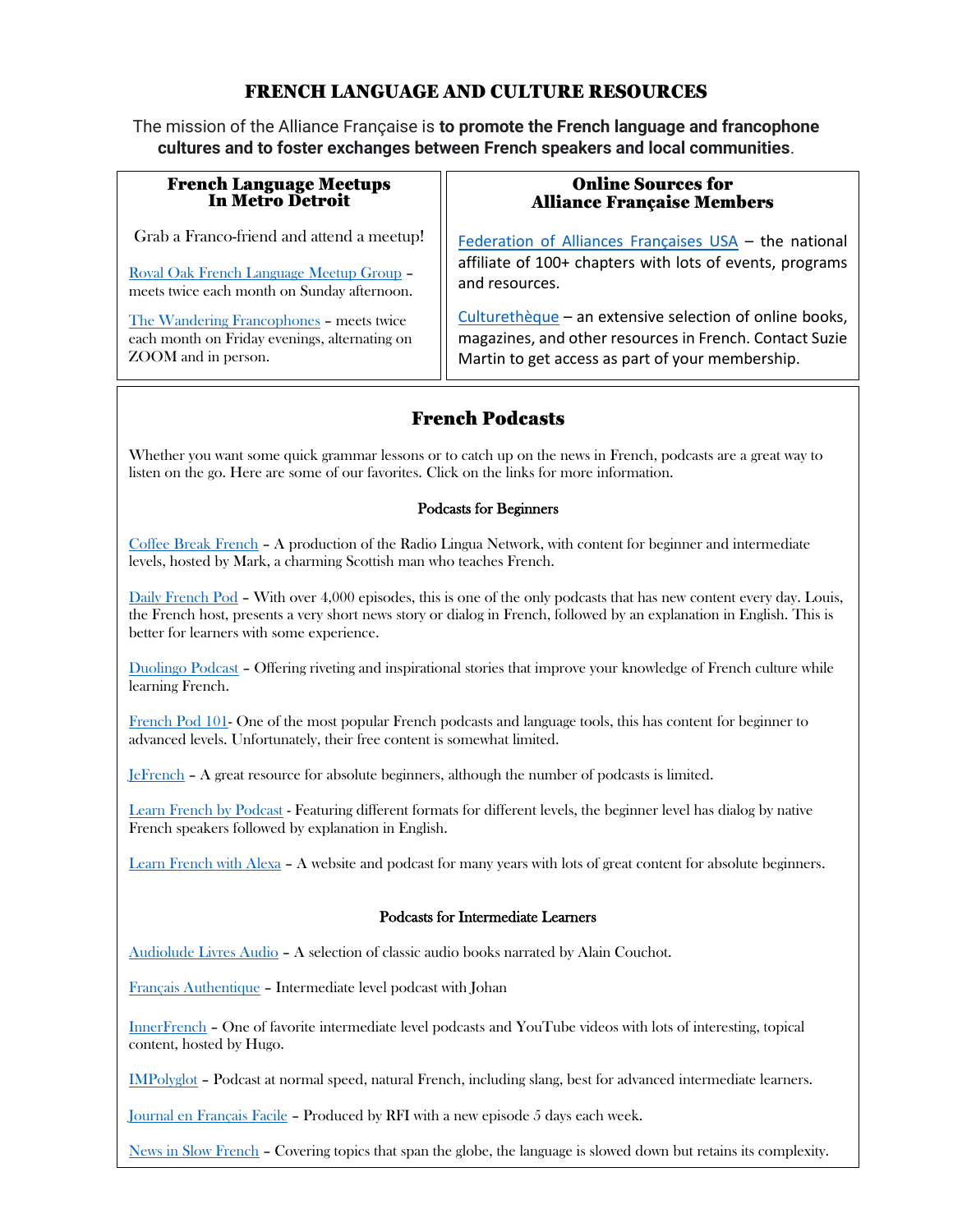# FRENCH LANGUAGE AND CULTURE RESOURCES

The mission of the Alliance Française is **to promote the French language and francophone cultures and to foster exchanges between French speakers and local communities**.

## French Language Meetups In Metro Detroit

Grab a Franco-friend and attend a meetup!

Royal Oak French Language Meetup Group – meets twice each month on Sunday afternoon.

The Wandering Francophones – meets twice each month on Friday evenings, alternating on ZOOM and in person.

## Online Sources for Alliance Française Members

Federation of Alliances Françaises USA – the national affiliate of 100+ chapters with lots of events, programs and resources.

Culturethèque – an extensive selection of online books, magazines, and other resources in French. Contact Suzie Martin to get access as part of your membership.

## French Podcasts

Whether you want some quick grammar lessons or to catch up on the news in French, podcasts are a great way to listen on the go. Here are some of our favorites. Click on the links for more information.

### Podcasts for Beginners

Coffee Break French – A production of the Radio Lingua Network, with content for beginner and intermediate levels, hosted by Mark, a charming Scottish man who teaches French.

Daily French Pod – With over 4,000 episodes, this is one of the only podcasts that has new content every day. Louis, the French host, presents a very short news story or dialog in French, followed by an explanation in English. This is better for learners with some experience.

Duolingo Podcast – Offering riveting and inspirational stories that improve your knowledge of French culture while learning French.

French Pod 101- One of the most popular French podcasts and language tools, this has content for beginner to advanced levels. Unfortunately, their free content is somewhat limited.

JeFrench – A great resource for absolute beginners, although the number of podcasts is limited.

Learn French by Podcast - Featuring different formats for different levels, the beginner level has dialog by native French speakers followed by explanation in English.

Learn French with Alexa – A website and podcast for many years with lots of great content for absolute beginners.

### Podcasts for Intermediate Learners

Audiolude Livres Audio – A selection of classic audio books narrated by Alain Couchot.

Français Authentique – Intermediate level podcast with Johan

InnerFrench – One of favorite intermediate level podcasts and YouTube videos with lots of interesting, topical content, hosted by Hugo.

IMPolyglot – Podcast at normal speed, natural French, including slang, best for advanced intermediate learners.

Journal en Français Facile – Produced by RFI with a new episode 5 days each week.

News in Slow French – Covering topics that span the globe, the language is slowed down but retains its complexity.